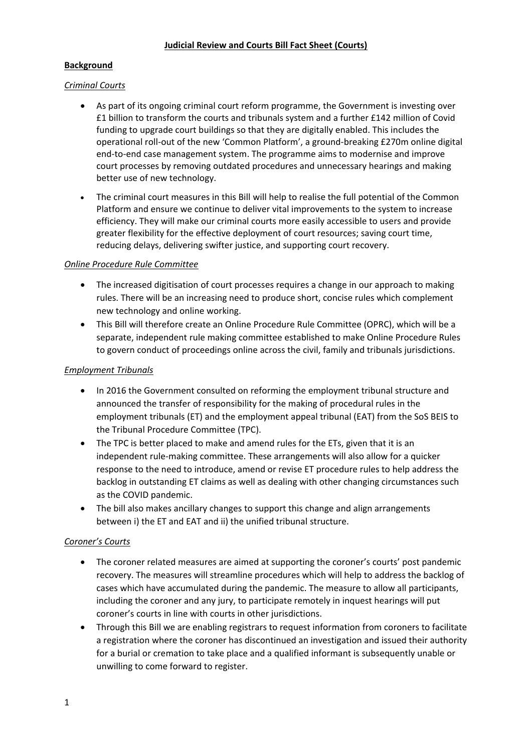**Judicial Review and Courts Bill Fact Sheet (Courts)**

**Background**

*Criminal Courts*

- As part of its ongoing criminal court reform programme, the Government is investing over £1 billion to transform the courts and tribunals system and a further £142 million of Covid funding to upgrade court buildings so that they are digitally enabled. This includes the operational roll-out of the new 'Common Platform', a ground-breaking £270m online digital end-to-end case management system. The programme aims to modernise and improve court processes by removing outdated procedures and unnecessary hearings and making better use of new technology.
- The criminal court measures in this Bill will help to realise the full potential of the Common Platform and ensure we continue to deliver vital improvements to the system to increase efficiency. They will make our criminal courts more easily accessible to users and provide greater flexibility for the effective deployment of court resources; saving court time, reducing delays, delivering swifter justice, and supporting court recovery.

*Online Procedure Rule Committee*

- The increased digitisation of court processes requires a change in our approach to making rules. There will be an increasing need to produce short, concise rules which complement new technology and online working.
- This Bill will therefore create an Online Procedure Rule Committee (OPRC), which will be a separate, independent rule making committee established to make Online Procedure Rules to govern conduct of proceedings online across the civil, family and tribunals jurisdictions.

*Employment Tribunals*

- In 2016 the Government consulted on reforming the employment tribunal structure and announced the transfer of responsibility for the making of procedural rules in the employment tribunals (ET) and the employment appeal tribunal (EAT) from the SoS BEIS to the Tribunal Procedure Committee (TPC).
- The TPC is better placed to make and amend rules for the ETs, given that it is an independent rule-making committee. These arrangements will also allow for a quicker response to the need to introduce, amend or revise ET procedure rules to help address the backlog in outstanding ET claims as well as dealing with other changing circumstances such as the COVID pandemic.
- The bill also makes ancillary changes to support this change and align arrangements between i) the ET and EAT and ii) the unified tribunal structure.

*Coroner's Courts*

- The coroner related measures are aimed at supporting the coroner's courts' post pandemic recovery. The measures will streamline procedures which will help to address the backlog of cases which have accumulated during the pandemic. The measure to allow all participants, including the coroner and any jury, to participate remotely in inquest hearings will put coroner's courts in line with courts in other jurisdictions.
- Through this Bill we are enabling registrars to request information from coroners to facilitate a registration where the coroner has discontinued an investigation and issued their authority for a burial or cremation to take place and a qualified informant is subsequently unable or unwilling to come forward to register.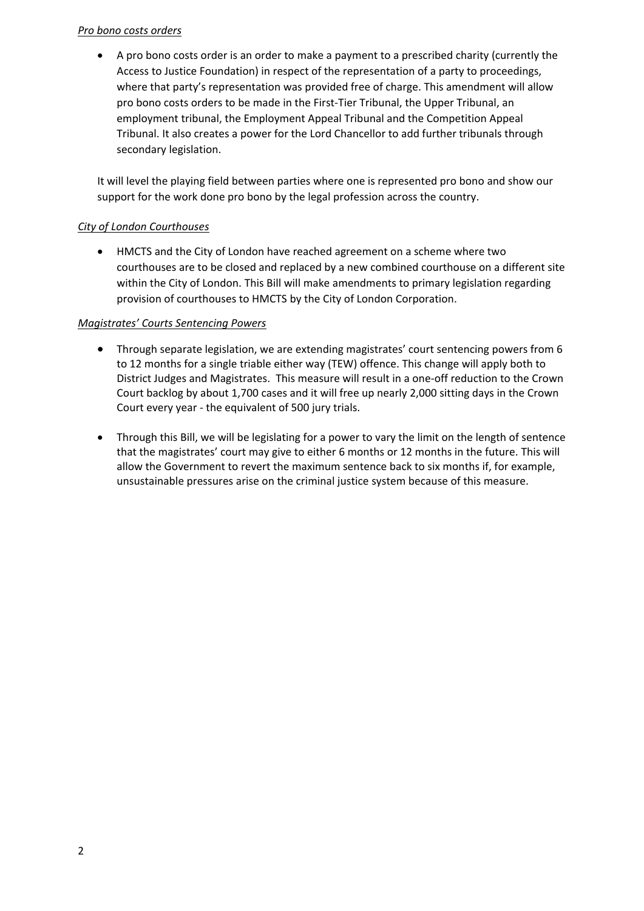*Pro bono costs orders*

- A pro bono costs order is an order to make a payment to a prescribed charity (currently the Access to Justice Foundation) in respect of the representation of a party to proceedings, where that party's representation was provided free of charge. This amendment will allow pro bono costs orders to be made in the First-Tier Tribunal, the Upper Tribunal, an employment tribunal, the Employment Appeal Tribunal and the Competition Appeal Tribunal. It also creates a power for the Lord Chancellor to add further tribunals through secondary legislation.

  It will level the playing field between parties where one is represented pro bono and show our support for the work done pro bono by the legal profession across the country.

*City of London Courthouses*

- HMCTS and the City of London have reached agreement on a scheme where two courthouses are to be closed and replaced by a new combined courthouse on a different site within the City of London. This Bill will make amendments to primary legislation regarding provision of courthouses to HMCTS by the City of London Corporation.

*Magistrates' Courts Sentencing Powers*

- Through separate legislation, we are extending magistrates' court sentencing powers from 6 to 12 months for a single triable either way (TEW) offence. This change will apply both to District Judges and Magistrates. This measure will result in a one-off reduction to the Crown Court backlog by about 1,700 cases and it will free up nearly 2,000 sitting days in the Crown Court every year - the equivalent of 500 jury trials.

- Through this Bill, we will be legislating for a power to vary the limit on the length of sentence that the magistrates' court may give to either 6 months or 12 months in the future. This will allow the Government to revert the maximum sentence back to six months if, for example, unsustainable pressures arise on the criminal justice system because of this measure.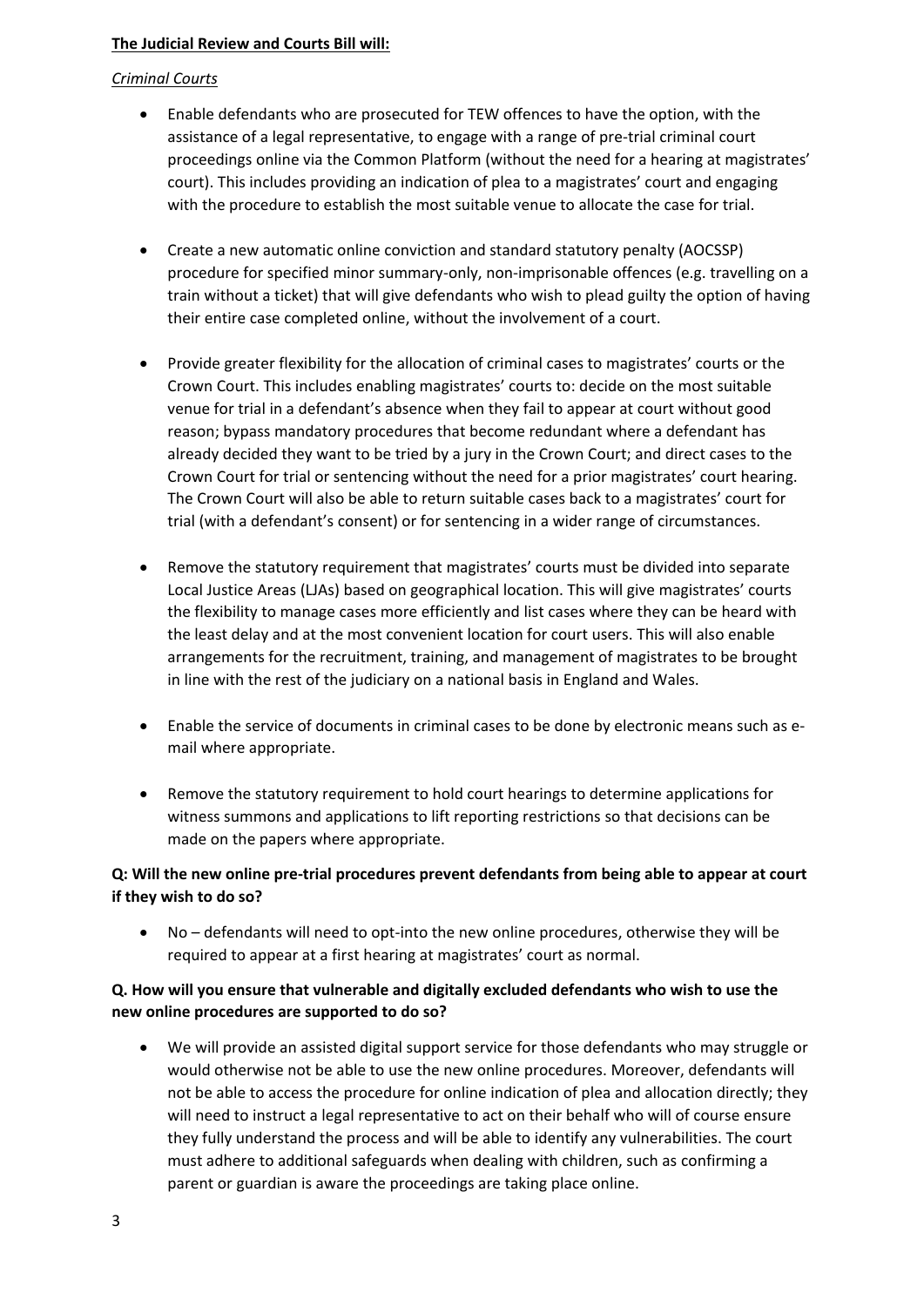**The Judicial Review and Courts Bill will:**

*Criminal Courts*

- Enable defendants who are prosecuted for TEW offences to have the option, with the assistance of a legal representative, to engage with a range of pre-trial criminal court proceedings online via the Common Platform (without the need for a hearing at magistrates' court). This includes providing an indication of plea to a magistrates' court and engaging with the procedure to establish the most suitable venue to allocate the case for trial.

- Create a new automatic online conviction and standard statutory penalty (AOCSSP) procedure for specified minor summary-only, non-imprisonable offences (e.g. travelling on a train without a ticket) that will give defendants who wish to plead guilty the option of having their entire case completed online, without the involvement of a court.

- Provide greater flexibility for the allocation of criminal cases to magistrates' courts or the Crown Court. This includes enabling magistrates' courts to: decide on the most suitable venue for trial in a defendant's absence when they fail to appear at court without good reason; bypass mandatory procedures that become redundant where a defendant has already decided they want to be tried by a jury in the Crown Court; and direct cases to the Crown Court for trial or sentencing without the need for a prior magistrates' court hearing. The Crown Court will also be able to return suitable cases back to a magistrates' court for trial (with a defendant's consent) or for sentencing in a wider range of circumstances.

- Remove the statutory requirement that magistrates' courts must be divided into separate Local Justice Areas (LJAs) based on geographical location. This will give magistrates' courts the flexibility to manage cases more efficiently and list cases where they can be heard with the least delay and at the most convenient location for court users. This will also enable arrangements for the recruitment, training, and management of magistrates to be brought in line with the rest of the judiciary on a national basis in England and Wales.

- Enable the service of documents in criminal cases to be done by electronic means such as e-mail where appropriate.

- Remove the statutory requirement to hold court hearings to determine applications for witness summons and applications to lift reporting restrictions so that decisions can be made on the papers where appropriate.

**Q: Will the new online pre-trial procedures prevent defendants from being able to appear at court if they wish to do so?**

- No – defendants will need to opt-into the new online procedures, otherwise they will be required to appear at a first hearing at magistrates' court as normal.

**Q. How will you ensure that vulnerable and digitally excluded defendants who wish to use the new online procedures are supported to do so?**

- We will provide an assisted digital support service for those defendants who may struggle or would otherwise not be able to use the new online procedures. Moreover, defendants will not be able to access the procedure for online indication of plea and allocation directly; they will need to instruct a legal representative to act on their behalf who will of course ensure they fully understand the process and will be able to identify any vulnerabilities. The court must adhere to additional safeguards when dealing with children, such as confirming a parent or guardian is aware the proceedings are taking place online.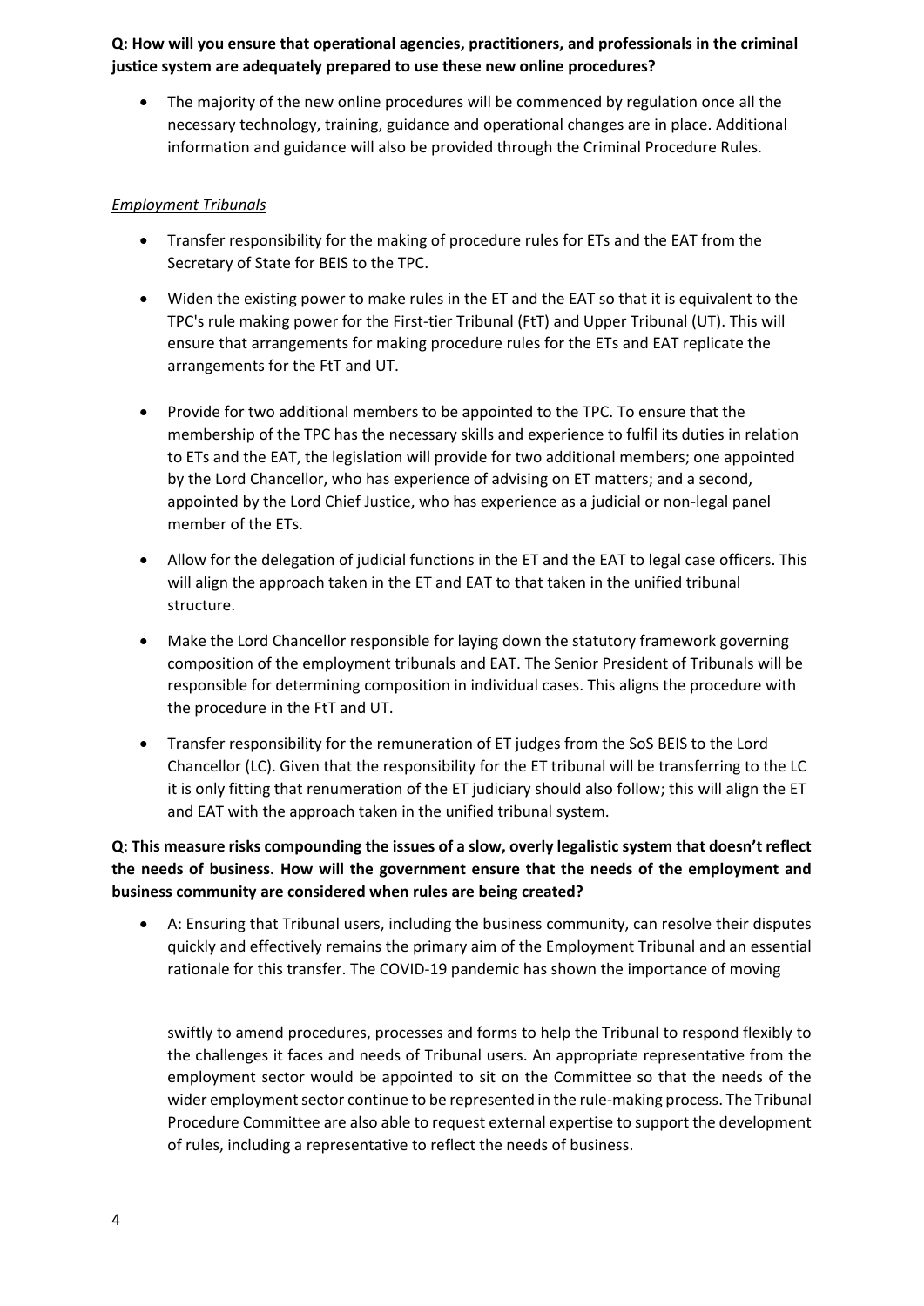**Q: How will you ensure that operational agencies, practitioners, and professionals in the criminal justice system are adequately prepared to use these new online procedures?**

- The majority of the new online procedures will be commenced by regulation once all the necessary technology, training, guidance and operational changes are in place. Additional information and guidance will also be provided through the Criminal Procedure Rules.

*Employment Tribunals*

- Transfer responsibility for the making of procedure rules for ETs and the EAT from the Secretary of State for BEIS to the TPC.
- Widen the existing power to make rules in the ET and the EAT so that it is equivalent to the TPC's rule making power for the First-tier Tribunal (FtT) and Upper Tribunal (UT). This will ensure that arrangements for making procedure rules for the ETs and EAT replicate the arrangements for the FtT and UT.
- Provide for two additional members to be appointed to the TPC. To ensure that the membership of the TPC has the necessary skills and experience to fulfil its duties in relation to ETs and the EAT, the legislation will provide for two additional members; one appointed by the Lord Chancellor, who has experience of advising on ET matters; and a second, appointed by the Lord Chief Justice, who has experience as a judicial or non-legal panel member of the ETs.
- Allow for the delegation of judicial functions in the ET and the EAT to legal case officers. This will align the approach taken in the ET and EAT to that taken in the unified tribunal structure.
- Make the Lord Chancellor responsible for laying down the statutory framework governing composition of the employment tribunals and EAT. The Senior President of Tribunals will be responsible for determining composition in individual cases. This aligns the procedure with the procedure in the FtT and UT.
- Transfer responsibility for the remuneration of ET judges from the SoS BEIS to the Lord Chancellor (LC). Given that the responsibility for the ET tribunal will be transferring to the LC it is only fitting that renumeration of the ET judiciary should also follow; this will align the ET and EAT with the approach taken in the unified tribunal system.

**Q: This measure risks compounding the issues of a slow, overly legalistic system that doesn't reflect the needs of business. How will the government ensure that the needs of the employment and business community are considered when rules are being created?**

- A: Ensuring that Tribunal users, including the business community, can resolve their disputes quickly and effectively remains the primary aim of the Employment Tribunal and an essential rationale for this transfer. The COVID-19 pandemic has shown the importance of moving swiftly to amend procedures, processes and forms to help the Tribunal to respond flexibly to the challenges it faces and needs of Tribunal users. An appropriate representative from the employment sector would be appointed to sit on the Committee so that the needs of the wider employment sector continue to be represented in the rule-making process. The Tribunal Procedure Committee are also able to request external expertise to support the development of rules, including a representative to reflect the needs of business.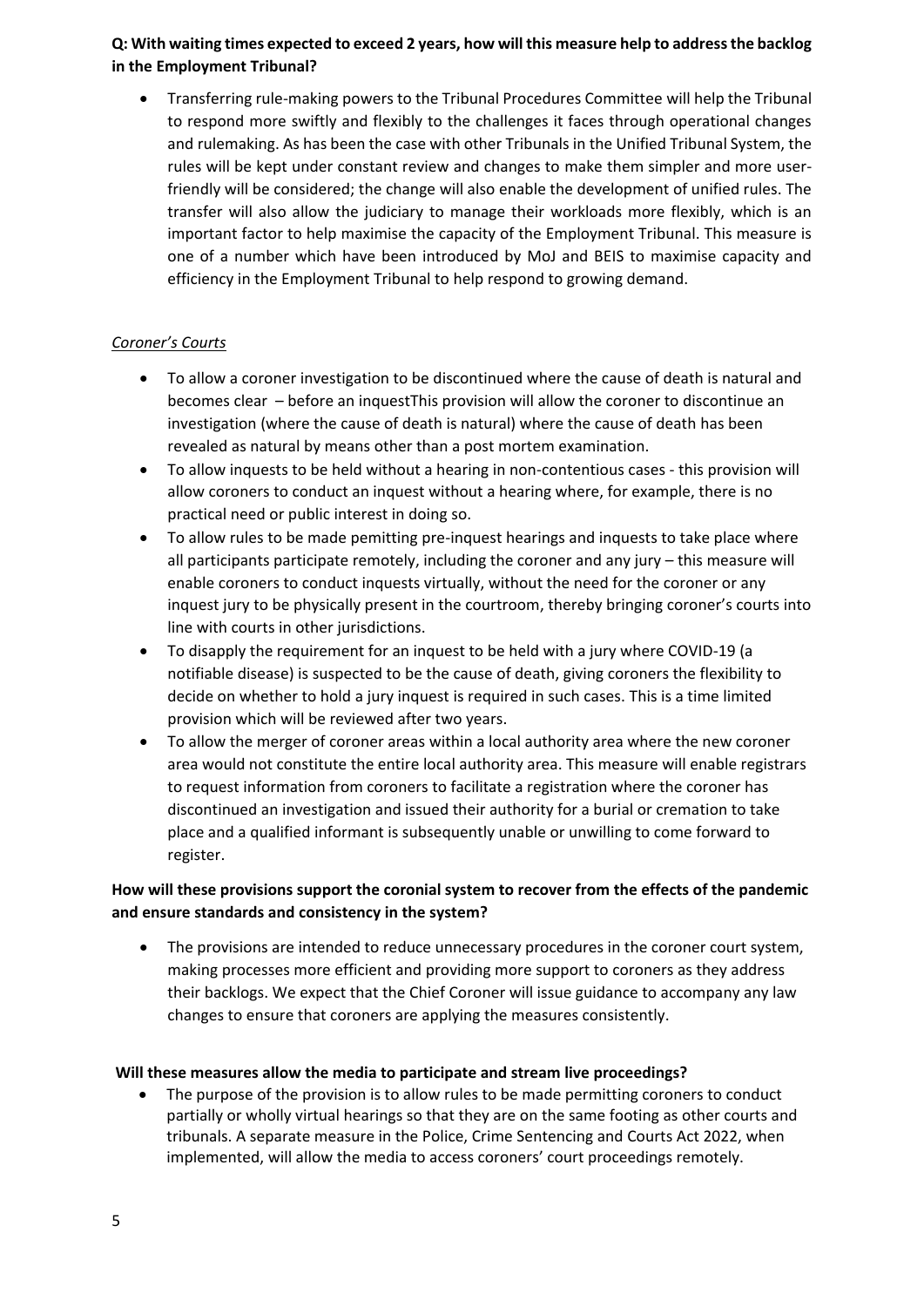**Q: With waiting times expected to exceed 2 years, how will this measure help to address the backlog in the Employment Tribunal?**

- Transferring rule-making powers to the Tribunal Procedures Committee will help the Tribunal to respond more swiftly and flexibly to the challenges it faces through operational changes and rulemaking. As has been the case with other Tribunals in the Unified Tribunal System, the rules will be kept under constant review and changes to make them simpler and more user-friendly will be considered; the change will also enable the development of unified rules. The transfer will also allow the judiciary to manage their workloads more flexibly, which is an important factor to help maximise the capacity of the Employment Tribunal. This measure is one of a number which have been introduced by MoJ and BEIS to maximise capacity and efficiency in the Employment Tribunal to help respond to growing demand.

*Coroner's Courts*

- To allow a coroner investigation to be discontinued where the cause of death is natural and becomes clear – before an inquestThis provision will allow the coroner to discontinue an investigation (where the cause of death is natural) where the cause of death has been revealed as natural by means other than a post mortem examination.
- To allow inquests to be held without a hearing in non-contentious cases - this provision will allow coroners to conduct an inquest without a hearing where, for example, there is no practical need or public interest in doing so.
- To allow rules to be made pemitting pre-inquest hearings and inquests to take place where all participants participate remotely, including the coroner and any jury – this measure will enable coroners to conduct inquests virtually, without the need for the coroner or any inquest jury to be physically present in the courtroom, thereby bringing coroner's courts into line with courts in other jurisdictions.
- To disapply the requirement for an inquest to be held with a jury where COVID-19 (a notifiable disease) is suspected to be the cause of death, giving coroners the flexibility to decide on whether to hold a jury inquest is required in such cases. This is a time limited provision which will be reviewed after two years.
- To allow the merger of coroner areas within a local authority area where the new coroner area would not constitute the entire local authority area. This measure will enable registrars to request information from coroners to facilitate a registration where the coroner has discontinued an investigation and issued their authority for a burial or cremation to take place and a qualified informant is subsequently unable or unwilling to come forward to register.

**How will these provisions support the coronial system to recover from the effects of the pandemic and ensure standards and consistency in the system?**

- The provisions are intended to reduce unnecessary procedures in the coroner court system, making processes more efficient and providing more support to coroners as they address their backlogs. We expect that the Chief Coroner will issue guidance to accompany any law changes to ensure that coroners are applying the measures consistently.

**Will these measures allow the media to participate and stream live proceedings?**

- The purpose of the provision is to allow rules to be made permitting coroners to conduct partially or wholly virtual hearings so that they are on the same footing as other courts and tribunals. A separate measure in the Police, Crime Sentencing and Courts Act 2022, when implemented, will allow the media to access coroners' court proceedings remotely.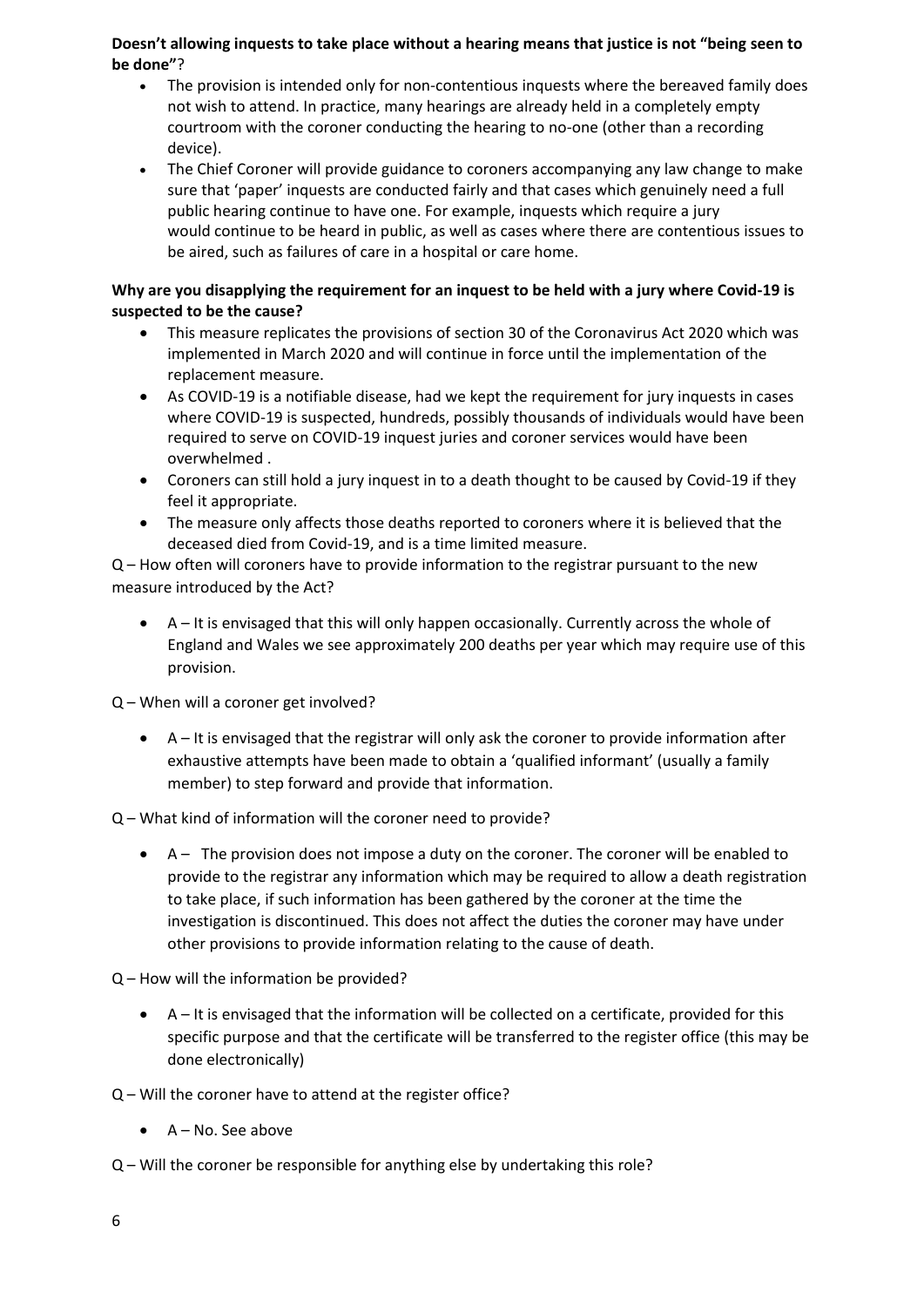**Doesn't allowing inquests to take place without a hearing means that justice is not "being seen to be done"**?

- The provision is intended only for non-contentious inquests where the bereaved family does not wish to attend. In practice, many hearings are already held in a completely empty courtroom with the coroner conducting the hearing to no-one (other than a recording device).
- The Chief Coroner will provide guidance to coroners accompanying any law change to make sure that 'paper' inquests are conducted fairly and that cases which genuinely need a full public hearing continue to have one. For example, inquests which require a jury would continue to be heard in public, as well as cases where there are contentious issues to be aired, such as failures of care in a hospital or care home.

**Why are you disapplying the requirement for an inquest to be held with a jury where Covid-19 is suspected to be the cause?**

- This measure replicates the provisions of section 30 of the Coronavirus Act 2020 which was implemented in March 2020 and will continue in force until the implementation of the replacement measure.
- As COVID-19 is a notifiable disease, had we kept the requirement for jury inquests in cases where COVID-19 is suspected, hundreds, possibly thousands of individuals would have been required to serve on COVID-19 inquest juries and coroner services would have been overwhelmed .
- Coroners can still hold a jury inquest in to a death thought to be caused by Covid-19 if they feel it appropriate.
- The measure only affects those deaths reported to coroners where it is believed that the deceased died from Covid-19, and is a time limited measure.

Q – How often will coroners have to provide information to the registrar pursuant to the new measure introduced by the Act?

- A – It is envisaged that this will only happen occasionally. Currently across the whole of England and Wales we see approximately 200 deaths per year which may require use of this provision.

Q – When will a coroner get involved?

- A – It is envisaged that the registrar will only ask the coroner to provide information after exhaustive attempts have been made to obtain a 'qualified informant' (usually a family member) to step forward and provide that information.

Q – What kind of information will the coroner need to provide?

- A – The provision does not impose a duty on the coroner. The coroner will be enabled to provide to the registrar any information which may be required to allow a death registration to take place, if such information has been gathered by the coroner at the time the investigation is discontinued. This does not affect the duties the coroner may have under other provisions to provide information relating to the cause of death.

Q – How will the information be provided?

- A – It is envisaged that the information will be collected on a certificate, provided for this specific purpose and that the certificate will be transferred to the register office (this may be done electronically)

Q – Will the coroner have to attend at the register office?

- A – No. See above

Q – Will the coroner be responsible for anything else by undertaking this role?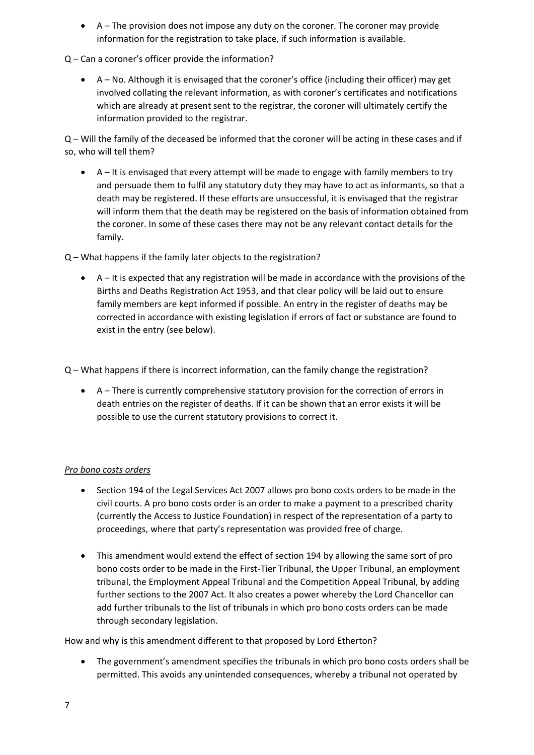- A – The provision does not impose any duty on the coroner. The coroner may provide information for the registration to take place, if such information is available.

Q – Can a coroner's officer provide the information?

- A – No. Although it is envisaged that the coroner's office (including their officer) may get involved collating the relevant information, as with coroner's certificates and notifications which are already at present sent to the registrar, the coroner will ultimately certify the information provided to the registrar.

Q – Will the family of the deceased be informed that the coroner will be acting in these cases and if so, who will tell them?

- A – It is envisaged that every attempt will be made to engage with family members to try and persuade them to fulfil any statutory duty they may have to act as informants, so that a death may be registered. If these efforts are unsuccessful, it is envisaged that the registrar will inform them that the death may be registered on the basis of information obtained from the coroner. In some of these cases there may not be any relevant contact details for the family.

Q – What happens if the family later objects to the registration?

- A – It is expected that any registration will be made in accordance with the provisions of the Births and Deaths Registration Act 1953, and that clear policy will be laid out to ensure family members are kept informed if possible. An entry in the register of deaths may be corrected in accordance with existing legislation if errors of fact or substance are found to exist in the entry (see below).

Q – What happens if there is incorrect information, can the family change the registration?

- A – There is currently comprehensive statutory provision for the correction of errors in death entries on the register of deaths. If it can be shown that an error exists it will be possible to use the current statutory provisions to correct it.

*Pro bono costs orders*

- Section 194 of the Legal Services Act 2007 allows pro bono costs orders to be made in the civil courts. A pro bono costs order is an order to make a payment to a prescribed charity (currently the Access to Justice Foundation) in respect of the representation of a party to proceedings, where that party's representation was provided free of charge.

- This amendment would extend the effect of section 194 by allowing the same sort of pro bono costs order to be made in the First-Tier Tribunal, the Upper Tribunal, an employment tribunal, the Employment Appeal Tribunal and the Competition Appeal Tribunal, by adding further sections to the 2007 Act. It also creates a power whereby the Lord Chancellor can add further tribunals to the list of tribunals in which pro bono costs orders can be made through secondary legislation.

How and why is this amendment different to that proposed by Lord Etherton?

- The government's amendment specifies the tribunals in which pro bono costs orders shall be permitted. This avoids any unintended consequences, whereby a tribunal not operated by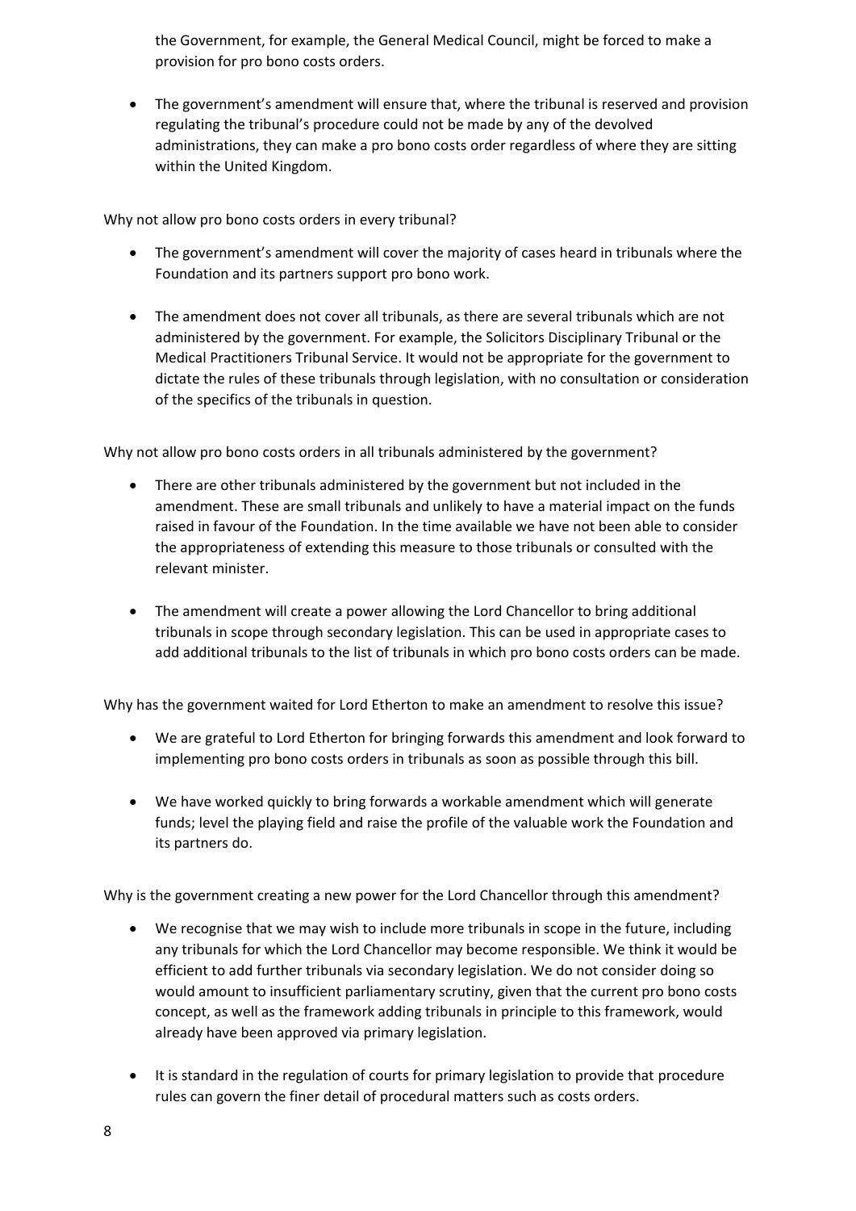the Government, for example, the General Medical Council, might be forced to make a provision for pro bono costs orders.

- The government's amendment will ensure that, where the tribunal is reserved and provision regulating the tribunal's procedure could not be made by any of the devolved administrations, they can make a pro bono costs order regardless of where they are sitting within the United Kingdom.

Why not allow pro bono costs orders in every tribunal?

- The government's amendment will cover the majority of cases heard in tribunals where the Foundation and its partners support pro bono work.

- The amendment does not cover all tribunals, as there are several tribunals which are not administered by the government. For example, the Solicitors Disciplinary Tribunal or the Medical Practitioners Tribunal Service. It would not be appropriate for the government to dictate the rules of these tribunals through legislation, with no consultation or consideration of the specifics of the tribunals in question.

Why not allow pro bono costs orders in all tribunals administered by the government?

- There are other tribunals administered by the government but not included in the amendment. These are small tribunals and unlikely to have a material impact on the funds raised in favour of the Foundation. In the time available we have not been able to consider the appropriateness of extending this measure to those tribunals or consulted with the relevant minister.

- The amendment will create a power allowing the Lord Chancellor to bring additional tribunals in scope through secondary legislation. This can be used in appropriate cases to add additional tribunals to the list of tribunals in which pro bono costs orders can be made.

Why has the government waited for Lord Etherton to make an amendment to resolve this issue?

- We are grateful to Lord Etherton for bringing forwards this amendment and look forward to implementing pro bono costs orders in tribunals as soon as possible through this bill.

- We have worked quickly to bring forwards a workable amendment which will generate funds; level the playing field and raise the profile of the valuable work the Foundation and its partners do.

Why is the government creating a new power for the Lord Chancellor through this amendment?

- We recognise that we may wish to include more tribunals in scope in the future, including any tribunals for which the Lord Chancellor may become responsible. We think it would be efficient to add further tribunals via secondary legislation. We do not consider doing so would amount to insufficient parliamentary scrutiny, given that the current pro bono costs concept, as well as the framework adding tribunals in principle to this framework, would already have been approved via primary legislation.

- It is standard in the regulation of courts for primary legislation to provide that procedure rules can govern the finer detail of procedural matters such as costs orders.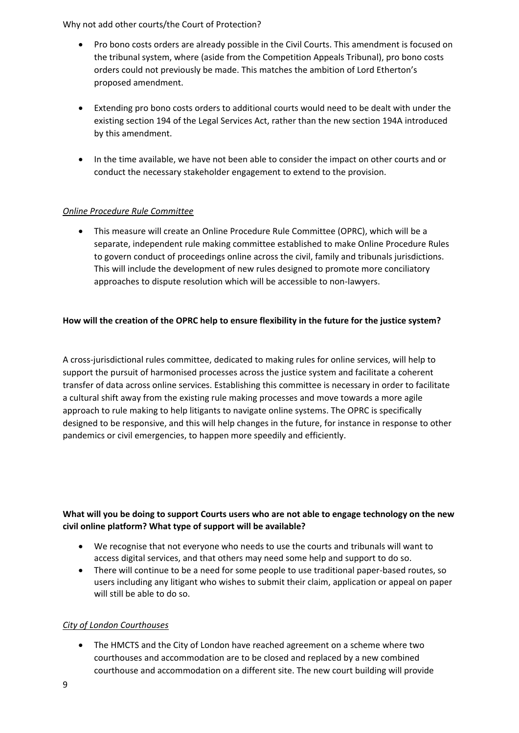Why not add other courts/the Court of Protection?

- Pro bono costs orders are already possible in the Civil Courts. This amendment is focused on the tribunal system, where (aside from the Competition Appeals Tribunal), pro bono costs orders could not previously be made. This matches the ambition of Lord Etherton's proposed amendment.
- Extending pro bono costs orders to additional courts would need to be dealt with under the existing section 194 of the Legal Services Act, rather than the new section 194A introduced by this amendment.
- In the time available, we have not been able to consider the impact on other courts and or conduct the necessary stakeholder engagement to extend to the provision.

*Online Procedure Rule Committee*

- This measure will create an Online Procedure Rule Committee (OPRC), which will be a separate, independent rule making committee established to make Online Procedure Rules to govern conduct of proceedings online across the civil, family and tribunals jurisdictions. This will include the development of new rules designed to promote more conciliatory approaches to dispute resolution which will be accessible to non-lawyers.

**How will the creation of the OPRC help to ensure flexibility in the future for the justice system?**

A cross-jurisdictional rules committee, dedicated to making rules for online services, will help to support the pursuit of harmonised processes across the justice system and facilitate a coherent transfer of data across online services. Establishing this committee is necessary in order to facilitate a cultural shift away from the existing rule making processes and move towards a more agile approach to rule making to help litigants to navigate online systems. The OPRC is specifically designed to be responsive, and this will help changes in the future, for instance in response to other pandemics or civil emergencies, to happen more speedily and efficiently.

**What will you be doing to support Courts users who are not able to engage technology on the new civil online platform? What type of support will be available?**

- We recognise that not everyone who needs to use the courts and tribunals will want to access digital services, and that others may need some help and support to do so.
- There will continue to be a need for some people to use traditional paper-based routes, so users including any litigant who wishes to submit their claim, application or appeal on paper will still be able to do so.

*City of London Courthouses*

- The HMCTS and the City of London have reached agreement on a scheme where two courthouses and accommodation are to be closed and replaced by a new combined courthouse and accommodation on a different site. The new court building will provide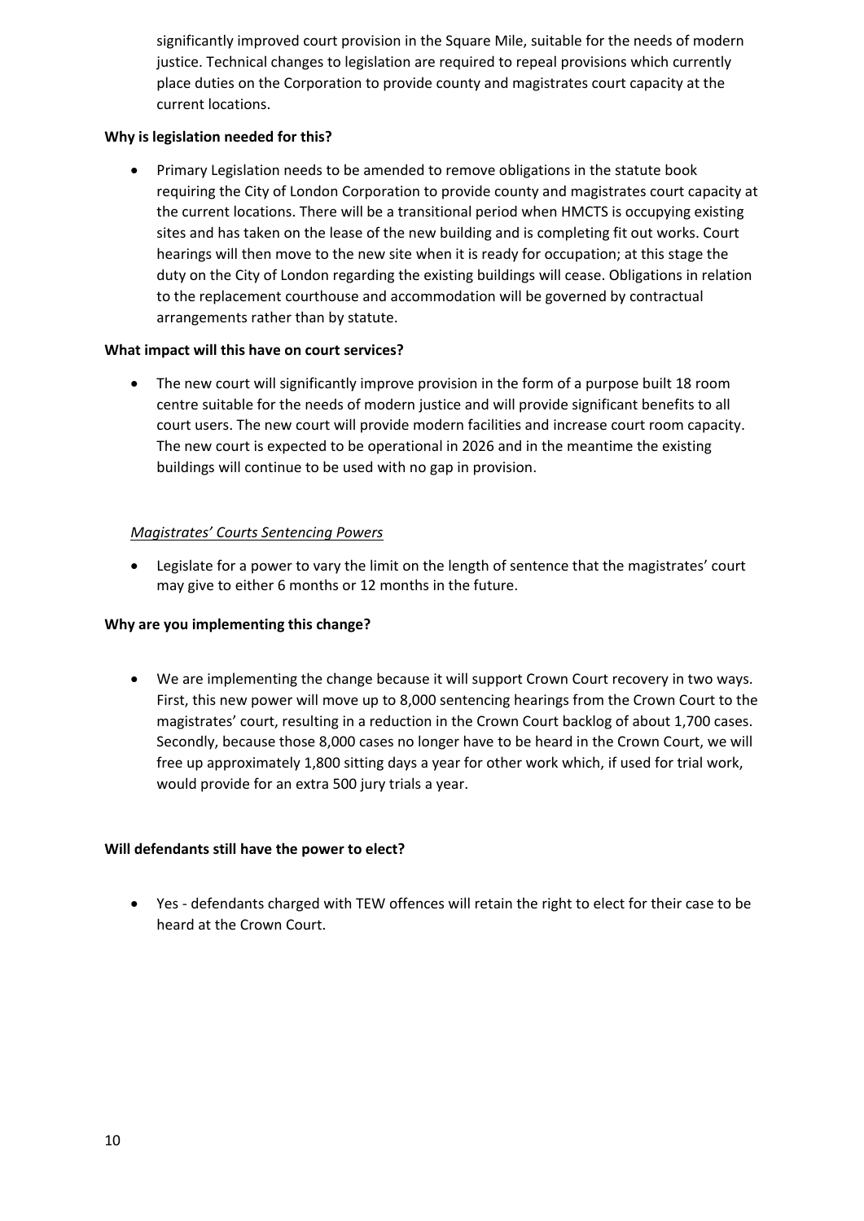significantly improved court provision in the Square Mile, suitable for the needs of modern justice. Technical changes to legislation are required to repeal provisions which currently place duties on the Corporation to provide county and magistrates court capacity at the current locations.

**Why is legislation needed for this?**

- Primary Legislation needs to be amended to remove obligations in the statute book requiring the City of London Corporation to provide county and magistrates court capacity at the current locations. There will be a transitional period when HMCTS is occupying existing sites and has taken on the lease of the new building and is completing fit out works. Court hearings will then move to the new site when it is ready for occupation; at this stage the duty on the City of London regarding the existing buildings will cease. Obligations in relation to the replacement courthouse and accommodation will be governed by contractual arrangements rather than by statute.

**What impact will this have on court services?**

- The new court will significantly improve provision in the form of a purpose built 18 room centre suitable for the needs of modern justice and will provide significant benefits to all court users. The new court will provide modern facilities and increase court room capacity. The new court is expected to be operational in 2026 and in the meantime the existing buildings will continue to be used with no gap in provision.

*Magistrates' Courts Sentencing Powers*

- Legislate for a power to vary the limit on the length of sentence that the magistrates' court may give to either 6 months or 12 months in the future.

**Why are you implementing this change?**

- We are implementing the change because it will support Crown Court recovery in two ways. First, this new power will move up to 8,000 sentencing hearings from the Crown Court to the magistrates' court, resulting in a reduction in the Crown Court backlog of about 1,700 cases. Secondly, because those 8,000 cases no longer have to be heard in the Crown Court, we will free up approximately 1,800 sitting days a year for other work which, if used for trial work, would provide for an extra 500 jury trials a year.

**Will defendants still have the power to elect?**

- Yes - defendants charged with TEW offences will retain the right to elect for their case to be heard at the Crown Court.